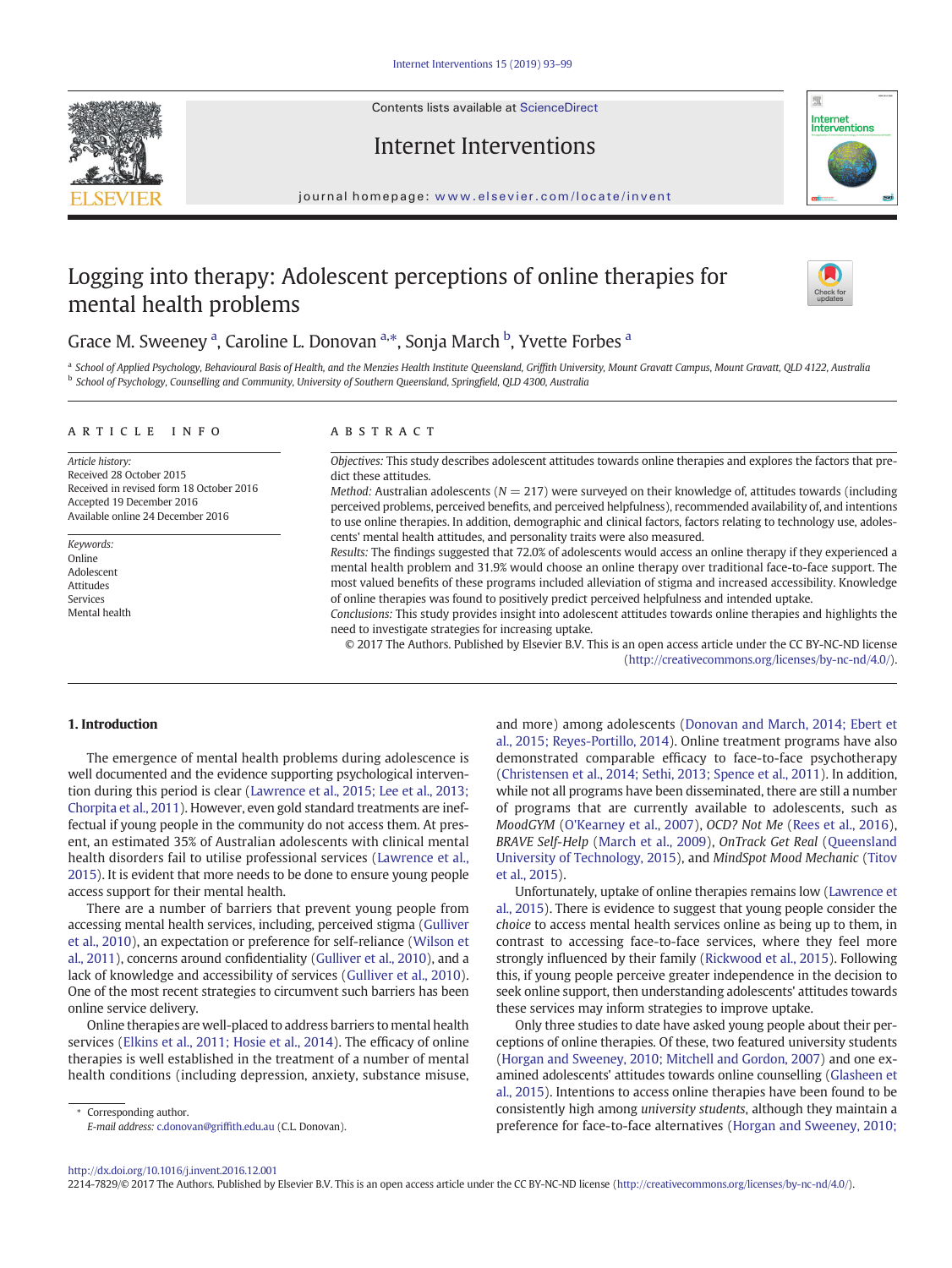# Logging into therapy: Adolescent perceptions of online therapies for mental health problems

Grace M. Sweeney [a], Caroline L. Donovan [a,*], Sonja March [b], Yvette Forbes [a]

[a] School of Applied Psychology, Behavioural Basis of Health, and the Menzies Health Institute Queensland, Griffith University, Mount Gravatt Campus, Mount Gravatt, QLD 4122, Australia
[b] School of Psychology, Counselling and Community, University of Southern Queensland, Springfield, QLD 4300, Australia

## ARTICLE INFO

*Article history:*
Received 28 October 2015
Received in revised form 18 October 2016
Accepted 19 December 2016
Available online 24 December 2016

*Keywords:*
Online
Adolescent
Attitudes
Services
Mental health

## ABSTRACT

*Objectives:* This study describes adolescent attitudes towards online therapies and explores the factors that predict these attitudes.

*Method:* Australian adolescents ($N = 217$) were surveyed on their knowledge of, attitudes towards (including perceived problems, perceived benefits, and perceived helpfulness), recommended availability of, and intentions to use online therapies. In addition, demographic and clinical factors, factors relating to technology use, adolescents' mental health attitudes, and personality traits were also measured.

*Results:* The findings suggested that 72.0% of adolescents would access an online therapy if they experienced a mental health problem and 31.9% would choose an online therapy over traditional face-to-face support. The most valued benefits of these programs included alleviation of stigma and increased accessibility. Knowledge of online therapies was found to positively predict perceived helpfulness and intended uptake.

*Conclusions:* This study provides insight into adolescent attitudes towards online therapies and highlights the need to investigate strategies for increasing uptake.

© 2017 The Authors. Published by Elsevier B.V. This is an open access article under the CC BY-NC-ND license (http://creativecommons.org/licenses/by-nc-nd/4.0/).

## 1. Introduction

The emergence of mental health problems during adolescence is well documented and the evidence supporting psychological intervention during this period is clear (Lawrence et al., 2015; Lee et al., 2013; Chorpita et al., 2011). However, even gold standard treatments are ineffectual if young people in the community do not access them. At present, an estimated 35% of Australian adolescents with clinical mental health disorders fail to utilise professional services (Lawrence et al., 2015). It is evident that more needs to be done to ensure young people access support for their mental health.

There are a number of barriers that prevent young people from accessing mental health services, including, perceived stigma (Gulliver et al., 2010), an expectation or preference for self-reliance (Wilson et al., 2011), concerns around confidentiality (Gulliver et al., 2010), and a lack of knowledge and accessibility of services (Gulliver et al., 2010). One of the most recent strategies to circumvent such barriers has been online service delivery.

Online therapies are well-placed to address barriers to mental health services (Elkins et al., 2011; Hosie et al., 2014). The efficacy of online therapies is well established in the treatment of a number of mental health conditions (including depression, anxiety, substance misuse, and more) among adolescents (Donovan and March, 2014; Ebert et al., 2015; Reyes-Portillo, 2014). Online treatment programs have also demonstrated comparable efficacy to face-to-face psychotherapy (Christensen et al., 2014; Sethi, 2013; Spence et al., 2011). In addition, while not all programs have been disseminated, there are still a number of programs that are currently available to adolescents, such as *MoodGYM* (O'Kearney et al., 2007), *OCD? Not Me* (Rees et al., 2016), *BRAVE Self-Help* (March et al., 2009), *OnTrack Get Real* (Queensland University of Technology, 2015), and *MindSpot Mood Mechanic* (Titov et al., 2015).

Unfortunately, uptake of online therapies remains low (Lawrence et al., 2015). There is evidence to suggest that young people consider the *choice* to access mental health services online as being up to them, in contrast to accessing face-to-face services, where they feel more strongly influenced by their family (Rickwood et al., 2015). Following this, if young people perceive greater independence in the decision to seek online support, then understanding adolescents' attitudes towards these services may inform strategies to improve uptake.

Only three studies to date have asked young people about their perceptions of online therapies. Of these, two featured university students (Horgan and Sweeney, 2010; Mitchell and Gordon, 2007) and one examined adolescents' attitudes towards online counselling (Glasheen et al., 2015). Intentions to access online therapies have been found to be consistently high among *university students*, although they maintain a preference for face-to-face alternatives (Horgan and Sweeney, 2010;

* Corresponding author.
*E-mail address:* c.donovan@griffith.edu.au (C.L. Donovan).

http://dx.doi.org/10.1016/j.invent.2016.12.001
2214-7829/© 2017 The Authors. Published by Elsevier B.V. This is an open access article under the CC BY-NC-ND license (http://creativecommons.org/licenses/by-nc-nd/4.0/).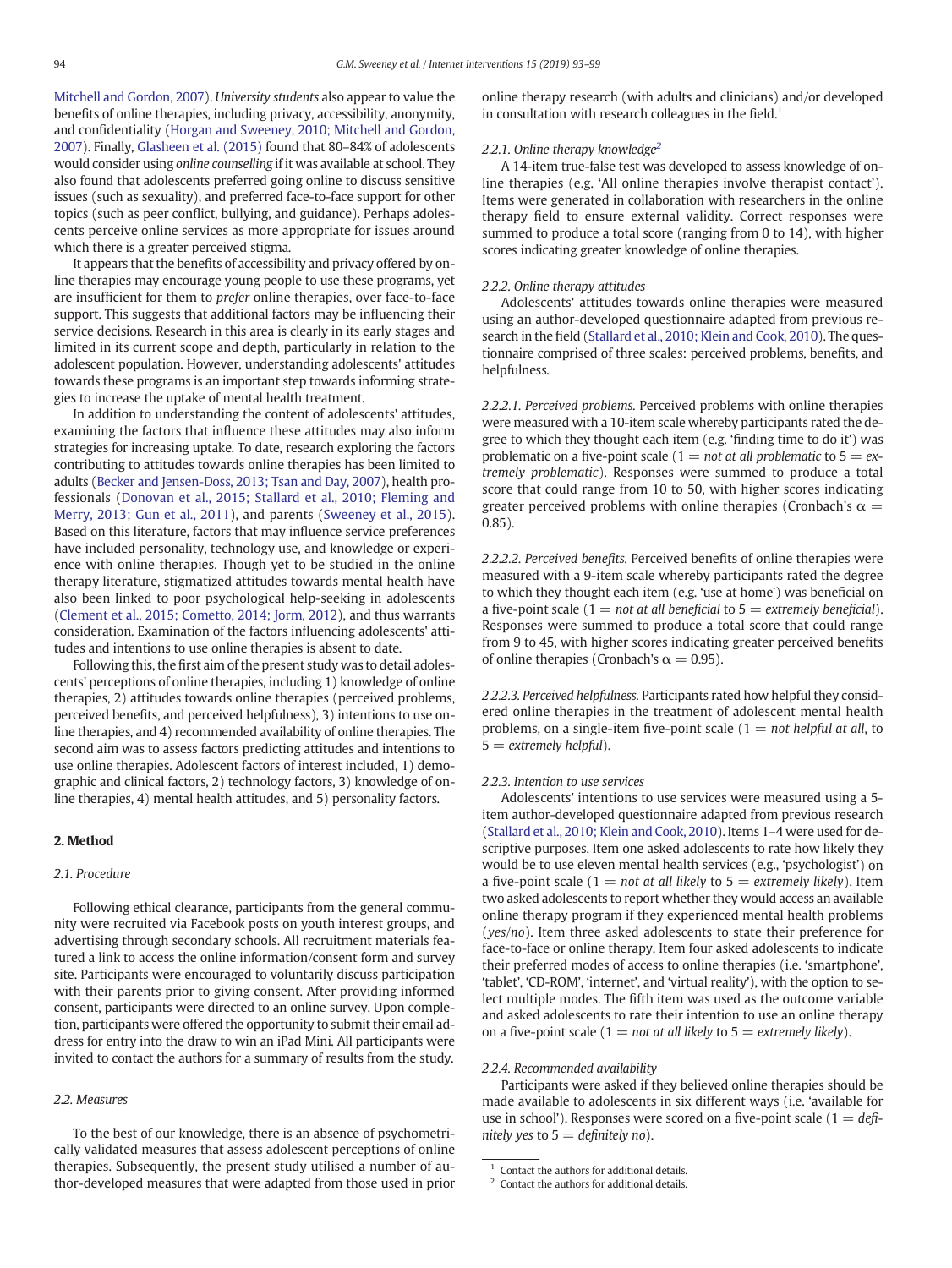Mitchell and Gordon, 2007). *University students* also appear to value the benefits of online therapies, including privacy, accessibility, anonymity, and confidentiality (Horgan and Sweeney, 2010; Mitchell and Gordon, 2007). Finally, Glasheen et al. (2015) found that 80–84% of adolescents would consider using *online counselling* if it was available at school. They also found that adolescents preferred going online to discuss sensitive issues (such as sexuality), and preferred face-to-face support for other topics (such as peer conflict, bullying, and guidance). Perhaps adolescents perceive online services as more appropriate for issues around which there is a greater perceived stigma.

It appears that the benefits of accessibility and privacy offered by online therapies may encourage young people to use these programs, yet are insufficient for them to *prefer* online therapies, over face-to-face support. This suggests that additional factors may be influencing their service decisions. Research in this area is clearly in its early stages and limited in its current scope and depth, particularly in relation to the adolescent population. However, understanding adolescents' attitudes towards these programs is an important step towards informing strategies to increase the uptake of mental health treatment.

In addition to understanding the content of adolescents' attitudes, examining the factors that influence these attitudes may also inform strategies for increasing uptake. To date, research exploring the factors contributing to attitudes towards online therapies has been limited to adults (Becker and Jensen-Doss, 2013; Tsan and Day, 2007), health professionals (Donovan et al., 2015; Stallard et al., 2010; Fleming and Merry, 2013; Gun et al., 2011), and parents (Sweeney et al., 2015). Based on this literature, factors that may influence service preferences have included personality, technology use, and knowledge or experience with online therapies. Though yet to be studied in the online therapy literature, stigmatized attitudes towards mental health have also been linked to poor psychological help-seeking in adolescents (Clement et al., 2015; Cometto, 2014; Jorm, 2012), and thus warrants consideration. Examination of the factors influencing adolescents' attitudes and intentions to use online therapies is absent to date.

Following this, the first aim of the present study was to detail adolescents' perceptions of online therapies, including 1) knowledge of online therapies, 2) attitudes towards online therapies (perceived problems, perceived benefits, and perceived helpfulness), 3) intentions to use online therapies, and 4) recommended availability of online therapies. The second aim was to assess factors predicting attitudes and intentions to use online therapies. Adolescent factors of interest included, 1) demographic and clinical factors, 2) technology factors, 3) knowledge of online therapies, 4) mental health attitudes, and 5) personality factors.

## 2. Method

### 2.1. Procedure

Following ethical clearance, participants from the general community were recruited via Facebook posts on youth interest groups, and advertising through secondary schools. All recruitment materials featured a link to access the online information/consent form and survey site. Participants were encouraged to voluntarily discuss participation with their parents prior to giving consent. After providing informed consent, participants were directed to an online survey. Upon completion, participants were offered the opportunity to submit their email address for entry into the draw to win an iPad Mini. All participants were invited to contact the authors for a summary of results from the study.

### 2.2. Measures

To the best of our knowledge, there is an absence of psychometrically validated measures that assess adolescent perceptions of online therapies. Subsequently, the present study utilised a number of author-developed measures that were adapted from those used in prior online therapy research (with adults and clinicians) and/or developed in consultation with research colleagues in the field.[1]

#### 2.2.1. Online therapy knowledge[2]

A 14-item true-false test was developed to assess knowledge of online therapies (e.g. 'All online therapies involve therapist contact'). Items were generated in collaboration with researchers in the online therapy field to ensure external validity. Correct responses were summed to produce a total score (ranging from 0 to 14), with higher scores indicating greater knowledge of online therapies.

#### 2.2.2. Online therapy attitudes

Adolescents' attitudes towards online therapies were measured using an author-developed questionnaire adapted from previous research in the field (Stallard et al., 2010; Klein and Cook, 2010). The questionnaire comprised of three scales: perceived problems, benefits, and helpfulness.

*2.2.2.1. Perceived problems.* Perceived problems with online therapies were measured with a 10-item scale whereby participants rated the degree to which they thought each item (e.g. 'finding time to do it') was problematic on a five-point scale (1 = *not at all problematic* to 5 = *extremely problematic*). Responses were summed to produce a total score that could range from 10 to 50, with higher scores indicating greater perceived problems with online therapies (Cronbach's $\alpha = 0.85$).

*2.2.2.2. Perceived benefits.* Perceived benefits of online therapies were measured with a 9-item scale whereby participants rated the degree to which they thought each item (e.g. 'use at home') was beneficial on a five-point scale (1 = *not at all beneficial* to 5 = *extremely beneficial*). Responses were summed to produce a total score that could range from 9 to 45, with higher scores indicating greater perceived benefits of online therapies (Cronbach's $\alpha = 0.95$).

*2.2.2.3. Perceived helpfulness.* Participants rated how helpful they considered online therapies in the treatment of adolescent mental health problems, on a single-item five-point scale (1 = *not helpful at all*, to 5 = *extremely helpful*).

#### 2.2.3. Intention to use services

Adolescents' intentions to use services were measured using a 5-item author-developed questionnaire adapted from previous research (Stallard et al., 2010; Klein and Cook, 2010). Items 1–4 were used for descriptive purposes. Item one asked adolescents to rate how likely they would be to use eleven mental health services (e.g., 'psychologist') on a five-point scale (1 = *not at all likely* to 5 = *extremely likely*). Item two asked adolescents to report whether they would access an available online therapy program if they experienced mental health problems (*yes*/*no*). Item three asked adolescents to state their preference for face-to-face or online therapy. Item four asked adolescents to indicate their preferred modes of access to online therapies (i.e. 'smartphone', 'tablet', 'CD-ROM', 'internet', and 'virtual reality'), with the option to select multiple modes. The fifth item was used as the outcome variable and asked adolescents to rate their intention to use an online therapy on a five-point scale (1 = *not at all likely* to 5 = *extremely likely*).

#### 2.2.4. Recommended availability

Participants were asked if they believed online therapies should be made available to adolescents in six different ways (i.e. 'available for use in school'). Responses were scored on a five-point scale (1 = *definitely yes* to 5 = *definitely no*).

[1] Contact the authors for additional details.

[2] Contact the authors for additional details.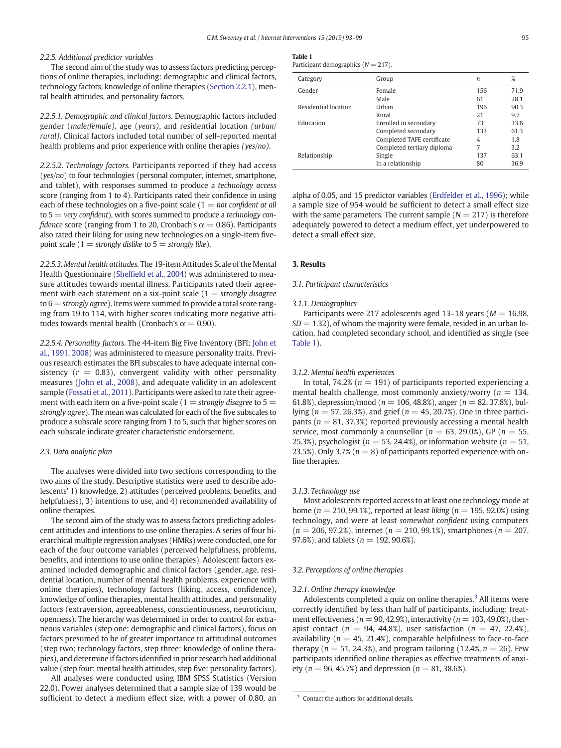#### 2.2.5. Additional predictor variables

The second aim of the study was to assess factors predicting perceptions of online therapies, including: demographic and clinical factors, technology factors, knowledge of online therapies (Section 2.2.1), mental health attitudes, and personality factors.

*2.2.5.1. Demographic and clinical factors.* Demographic factors included gender (*male/female*), age (*years*), and residential location (*urban/rural*). Clinical factors included total number of self-reported mental health problems and prior experience with online therapies (*yes/no*).

*2.2.5.2. Technology factors.* Participants reported if they had access (*yes/no*) to four technologies (personal computer, internet, smartphone, and tablet), with responses summed to produce a *technology access* score (ranging from 1 to 4). Participants rated their confidence in using each of these technologies on a five-point scale (1 = *not confident at all* to 5 = *very confident*), with scores summed to produce a *technology confidence* score (ranging from 1 to 20, Cronbach's α = 0.86). Participants also rated their liking for using new technologies on a single-item five-point scale (1 = *strongly dislike* to 5 = *strongly like*).

*2.2.5.3. Mental health attitudes.* The 19-item Attitudes Scale of the Mental Health Questionnaire (Sheffield et al., 2004) was administered to measure attitudes towards mental illness. Participants rated their agreement with each statement on a six-point scale (1 = *strongly disagree* to 6 = *strongly agree*). Items were summed to provide a total score ranging from 19 to 114, with higher scores indicating more negative attitudes towards mental health (Cronbach's α = 0.90).

*2.2.5.4. Personality factors.* The 44-item Big Five Inventory (BFI; John et al., 1991, 2008) was administered to measure personality traits. Previous research estimates the BFI subscales to have adequate internal consistency ($r = 0.83$), convergent validity with other personality measures (John et al., 2008), and adequate validity in an adolescent sample (Fossati et al., 2011). Participants were asked to rate their agreement with each item on a five-point scale (1 = *strongly disagree* to 5 = *strongly agree*). The mean was calculated for each of the five subscales to produce a subscale score ranging from 1 to 5, such that higher scores on each subscale indicate greater characteristic endorsement.

### 2.3. Data analytic plan

The analyses were divided into two sections corresponding to the two aims of the study. Descriptive statistics were used to describe adolescents' 1) knowledge, 2) attitudes (perceived problems, benefits, and helpfulness), 3) intentions to use, and 4) recommended availability of online therapies.

The second aim of the study was to assess factors predicting adolescent attitudes and intentions to use online therapies. A series of four hierarchical multiple regression analyses (HMRs) were conducted, one for each of the four outcome variables (perceived helpfulness, problems, benefits, and intentions to use online therapies). Adolescent factors examined included demographic and clinical factors (gender, age, residential location, number of mental health problems, experience with online therapies), technology factors (liking, access, confidence), knowledge of online therapies, mental health attitudes, and personality factors (extraversion, agreeableness, conscientiousness, neuroticism, openness). The hierarchy was determined in order to control for extraneous variables (step one: demographic and clinical factors), focus on factors presumed to be of greater importance to attitudinal outcomes (step two: technology factors, step three: knowledge of online therapies), and determine if factors identified in prior research had additional value (step four: mental health attitudes, step five: personality factors).

All analyses were conducted using IBM SPSS Statistics (Version 22.0). Power analyses determined that a sample size of 139 would be sufficient to detect a medium effect size, with a power of 0.80, an alpha of 0.05, and 15 predictor variables (Erdfelder et al., 1996); while a sample size of 954 would be sufficient to detect a small effect size with the same parameters. The current sample ($N = 217$) is therefore adequately powered to detect a medium effect, yet underpowered to detect a small effect size.

**Table 1**
Participant demographics ($N = 217$).

| Category | Group | *n* | % |
|---|---|---|---|
| Gender | Female | 156 | 71.9 |
| | Male | 61 | 28.1 |
| Residential location | Urban | 196 | 90.3 |
| | Rural | 21 | 9.7 |
| Education | Enrolled in secondary | 73 | 33.6 |
| | Completed secondary | 133 | 61.3 |
| | Completed TAFE certificate | 4 | 1.8 |
| | Completed tertiary diploma | 7 | 3.2 |
| Relationship | Single | 137 | 63.1 |
| | In a relationship | 80 | 36.9 |

## 3. Results

### 3.1. Participant characteristics

#### 3.1.1. Demographics

Participants were 217 adolescents aged 13–18 years ($M = 16.98$, $SD = 1.32$), of whom the majority were female, resided in an urban location, had completed secondary school, and identified as single (see Table 1).

#### 3.1.2. Mental health experiences

In total, 74.2% ($n = 191$) of participants reported experiencing a mental health challenge, most commonly anxiety/worry ($n = 134$, 61.8%), depression/mood ($n = 106$, 48.8%), anger ($n = 82$, 37.8%), bullying ($n = 57$, 26.3%), and grief ($n = 45$, 20.7%). One in three participants ($n = 81$, 37.3%) reported previously accessing a mental health service, most commonly a counsellor ($n = 63$, 29.0%), GP ($n = 55$, 25.3%), psychologist ($n = 53$, 24.4%), or information website ($n = 51$, 23.5%). Only 3.7% ($n = 8$) of participants reported experience with online therapies.

#### 3.1.3. Technology use

Most adolescents reported access to at least one technology mode at home ($n = 210$, 99.1%), reported at least *liking* ($n = 195$, 92.0%) using technology, and were at least *somewhat confident* using computers ($n = 206$, 97.2%), internet ($n = 210$, 99.1%), smartphones ($n = 207$, 97.6%), and tablets ($n = 192$, 90.6%).

### 3.2. Perceptions of online therapies

#### 3.2.1. Online therapy knowledge

Adolescents completed a quiz on online therapies.[3] All items were correctly identified by less than half of participants, including: treatment effectiveness ($n = 90$, 42.9%), interactivity ($n = 103$, 49.0%), therapist contact ($n = 94$, 44.8%), user satisfaction ($n = 47$, 22.4%), availability ($n = 45$, 21.4%), comparable helpfulness to face-to-face therapy ($n = 51$, 24.3%), and program tailoring (12.4%, $n = 26$). Few participants identified online therapies as effective treatments of anxiety ($n = 96$, 45.7%) and depression ($n = 81$, 38.6%).

[3] Contact the authors for additional details.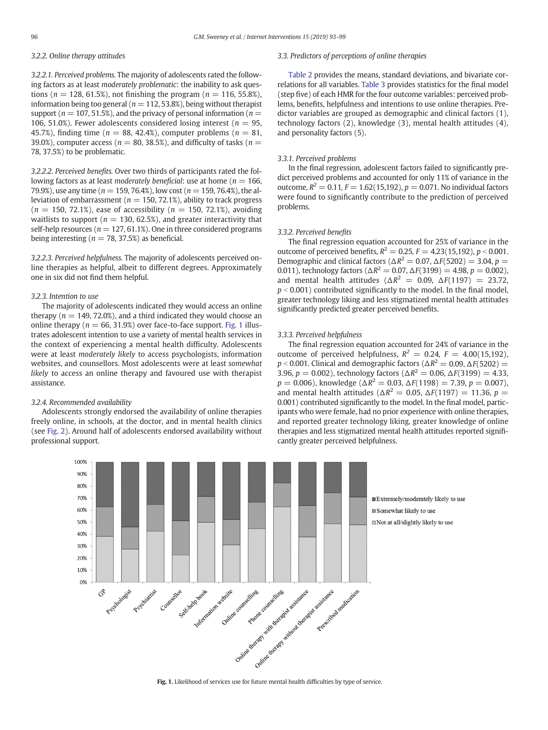### 3.2.2. Online therapy attitudes

*3.2.2.1. Perceived problems.* The majority of adolescents rated the following factors as at least *moderately problematic*: the inability to ask questions ($n = 128$, 61.5%), not finishing the program ($n = 116$, 55.8%), information being too general ($n = 112$, 53.8%), being without therapist support ($n = 107$, 51.5%), and the privacy of personal information ($n = 106$, 51.0%). Fewer adolescents considered losing interest ($n = 95$, 45.7%), finding time ($n = 88$, 42.4%), computer problems ($n = 81$, 39.0%), computer access ($n = 80$, 38.5%), and difficulty of tasks ($n = 78$, 37.5%) to be problematic.

*3.2.2.2. Perceived benefits.* Over two thirds of participants rated the following factors as at least *moderately beneficial*: use at home ($n = 166$, 79.9%), use any time ($n = 159$, 76.4%), low cost ($n = 159$, 76.4%), the alleviation of embarrassment ($n = 150$, 72.1%), ability to track progress ($n = 150$, 72.1%), ease of accessibility ($n = 150$, 72.1%), avoiding waitlists to support ($n = 130$, 62.5%), and greater interactivity that self-help resources ($n = 127$, 61.1%). One in three considered programs being interesting ($n = 78$, 37.5%) as beneficial.

*3.2.2.3. Perceived helpfulness.* The majority of adolescents perceived online therapies as helpful, albeit to different degrees. Approximately one in six did not find them helpful.

### 3.2.3. Intention to use

The majority of adolescents indicated they would access an online therapy ($n = 149$, 72.0%), and a third indicated they would choose an online therapy ($n = 66$, 31.9%) over face-to-face support. Fig. 1 illustrates adolescent intention to use a variety of mental health services in the context of experiencing a mental health difficulty. Adolescents were at least *moderately likely* to access psychologists, information websites, and counsellors. Most adolescents were at least *somewhat likely* to access an online therapy and favoured use with therapist assistance.

### 3.2.4. Recommended availability

Adolescents strongly endorsed the availability of online therapies freely online, in schools, at the doctor, and in mental health clinics (see Fig. 2). Around half of adolescents endorsed availability without professional support.

## 3.3. Predictors of perceptions of online therapies

Table 2 provides the means, standard deviations, and bivariate correlations for all variables. Table 3 provides statistics for the final model (step five) of each HMR for the four outcome variables: perceived problems, benefits, helpfulness and intentions to use online therapies. Predictor variables are grouped as demographic and clinical factors (1), technology factors (2), knowledge (3), mental health attitudes (4), and personality factors (5).

### 3.3.1. Perceived problems

In the final regression, adolescent factors failed to significantly predict perceived problems and accounted for only 11% of variance in the outcome, $R^2 = 0.11$, $F = 1.62(15,192)$, $p = 0.071$. No individual factors were found to significantly contribute to the prediction of perceived problems.

### 3.3.2. Perceived benefits

The final regression equation accounted for 25% of variance in the outcome of perceived benefits, $R^2 = 0.25$, $F = 4.23(15,192)$, $p < 0.001$. Demographic and clinical factors ($\Delta R^2 = 0.07$, $\Delta F(5202) = 3.04$, $p = 0.011$), technology factors ($\Delta R^2 = 0.07$, $\Delta F(3199) = 4.98$, $p = 0.002$), and mental health attitudes ($\Delta R^2 = 0.09$, $\Delta F(1197) = 23.72$, $p < 0.001$) contributed significantly to the model. In the final model, greater technology liking and less stigmatized mental health attitudes significantly predicted greater perceived benefits.

### 3.3.3. Perceived helpfulness

The final regression equation accounted for 24% of variance in the outcome of perceived helpfulness, $R^2 = 0.24$, $F = 4.00(15,192)$, $p < 0.001$. Clinical and demographic factors ($\Delta R^2 = 0.09$, $\Delta F(5202) = 3.96$, $p = 0.002$), technology factors ($\Delta R^2 = 0.06$, $\Delta F(3199) = 4.33$, $p = 0.006$), knowledge ($\Delta R^2 = 0.03$, $\Delta F(1198) = 7.39$, $p = 0.007$), and mental health attitudes ($\Delta R^2 = 0.05$, $\Delta F(1197) = 11.36$, $p = 0.001$) contributed significantly to the model. In the final model, participants who were female, had no prior experience with online therapies, and reported greater technology liking, greater knowledge of online therapies and less stigmatized mental health attitudes reported significantly greater perceived helpfulness.

**Fig. 1.** Likelihood of services use for future mental health difficulties by type of service.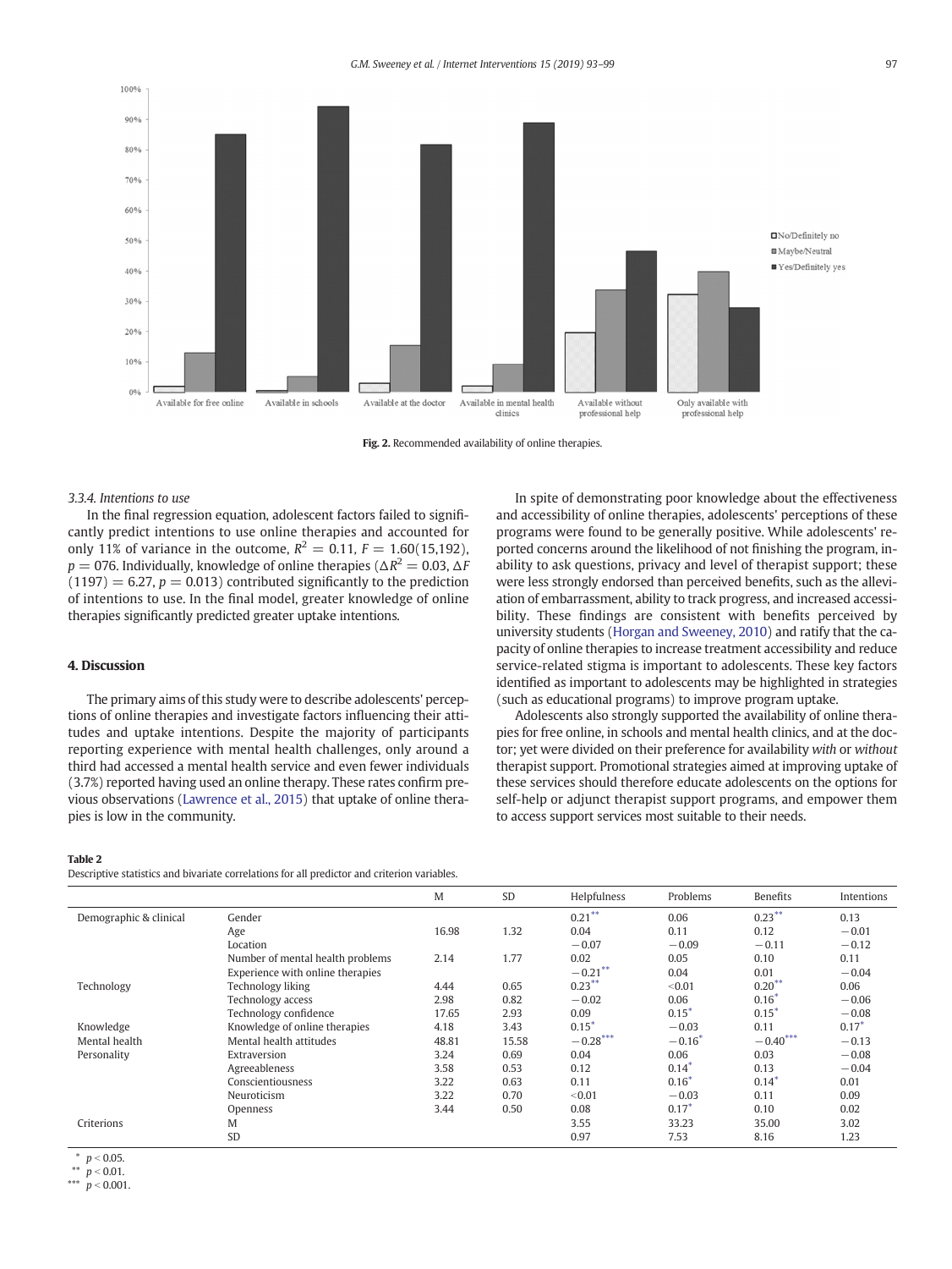Fig. 2. Recommended availability of online therapies.

#### 3.3.4. Intentions to use

In the final regression equation, adolescent factors failed to significantly predict intentions to use online therapies and accounted for only 11% of variance in the outcome, $R^2 = 0.11$, $F = 1.60(15,192)$, $p = 076$. Individually, knowledge of online therapies ($\Delta R^2 = 0.03$, $\Delta F(1197) = 6.27$, $p = 0.013$) contributed significantly to the prediction of intentions to use. In the final model, greater knowledge of online therapies significantly predicted greater uptake intentions.

## 4. Discussion

The primary aims of this study were to describe adolescents' perceptions of online therapies and investigate factors influencing their attitudes and uptake intentions. Despite the majority of participants reporting experience with mental health challenges, only around a third had accessed a mental health service and even fewer individuals (3.7%) reported having used an online therapy. These rates confirm previous observations (Lawrence et al., 2015) that uptake of online therapies is low in the community.

In spite of demonstrating poor knowledge about the effectiveness and accessibility of online therapies, adolescents' perceptions of these programs were found to be generally positive. While adolescents' reported concerns around the likelihood of not finishing the program, inability to ask questions, privacy and level of therapist support; these were less strongly endorsed than perceived benefits, such as the alleviation of embarrassment, ability to track progress, and increased accessibility. These findings are consistent with benefits perceived by university students (Horgan and Sweeney, 2010) and ratify that the capacity of online therapies to increase treatment accessibility and reduce service-related stigma is important to adolescents. These key factors identified as important to adolescents may be highlighted in strategies (such as educational programs) to improve program uptake.

Adolescents also strongly supported the availability of online therapies for free online, in schools and mental health clinics, and at the doctor; yet were divided on their preference for availability *with* or *without* therapist support. Promotional strategies aimed at improving uptake of these services should therefore educate adolescents on the options for self-help or adjunct therapist support programs, and empower them to access support services most suitable to their needs.

**Table 2**
Descriptive statistics and bivariate correlations for all predictor and criterion variables.

| | | M | SD | Helpfulness | Problems | Benefits | Intentions |
|---|---|---|---|---|---|---|---|
| Demographic & clinical | Gender | | | 0.21** | 0.06 | 0.23** | 0.13 |
| | Age | 16.98 | 1.32 | 0.04 | 0.11 | 0.12 | −0.01 |
| | Location | | | −0.07 | −0.09 | −0.11 | −0.12 |
| | Number of mental health problems | 2.14 | 1.77 | 0.02 | 0.05 | 0.10 | 0.11 |
| | Experience with online therapies | | | −0.21** | 0.04 | 0.01 | −0.04 |
| Technology | Technology liking | 4.44 | 0.65 | 0.23** | <0.01 | 0.20** | 0.06 |
| | Technology access | 2.98 | 0.82 | −0.02 | 0.06 | 0.16* | −0.06 |
| | Technology confidence | 17.65 | 2.93 | 0.09 | 0.15* | 0.15* | −0.08 |
| Knowledge | Knowledge of online therapies | 4.18 | 3.43 | 0.15* | −0.03 | 0.11 | 0.17* |
| Mental health | Mental health attitudes | 48.81 | 15.58 | −0.28*** | −0.16* | −0.40*** | −0.13 |
| Personality | Extraversion | 3.24 | 0.69 | 0.04 | 0.06 | 0.03 | −0.08 |
| | Agreeableness | 3.58 | 0.53 | 0.12 | 0.14* | 0.13 | −0.04 |
| | Conscientiousness | 3.22 | 0.63 | 0.11 | 0.16* | 0.14* | 0.01 |
| | Neuroticism | 3.22 | 0.70 | <0.01 | −0.03 | 0.11 | 0.09 |
| | Openness | 3.44 | 0.50 | 0.08 | 0.17* | 0.10 | 0.02 |
| Criterions | M | | | 3.55 | 33.23 | 35.00 | 3.02 |
| | SD | | | 0.97 | 7.53 | 8.16 | 1.23 |

\* $p < 0.05$.
\** $p < 0.01$.
\*** $p < 0.001$.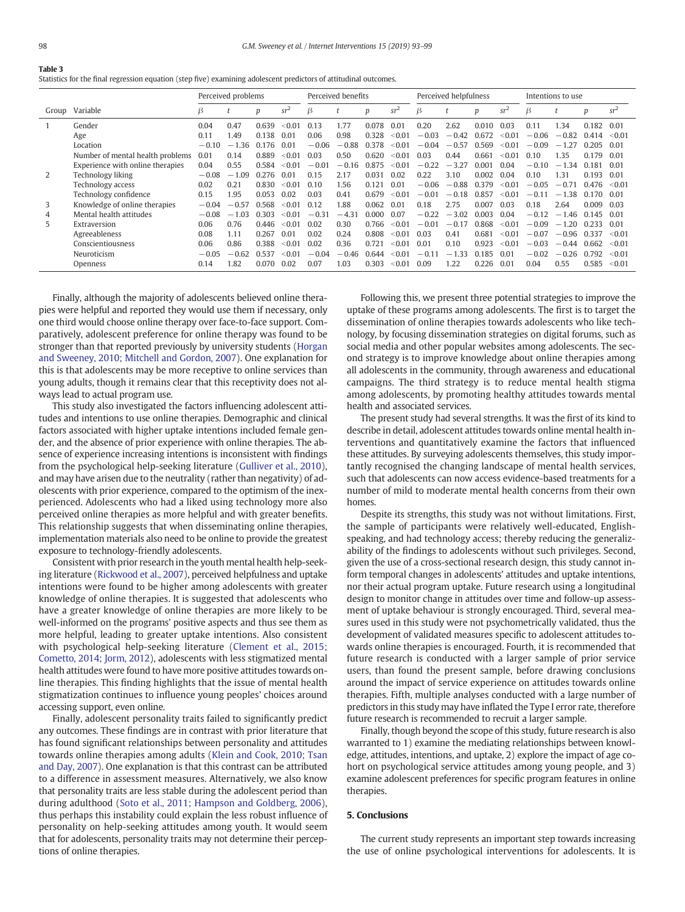**Table 3**
Statistics for the final regression equation (step five) examining adolescent predictors of attitudinal outcomes.

| Group | Variable | Perceived problems | | | | Perceived benefits | | | | Perceived helpfulness | | | | Intentions to use | | | |
|---|---|---|---|---|---|---|---|---|---|---|---|---|---|---|---|---|---|
| | | $\beta$ | $t$ | $p$ | $sr^2$ | $\beta$ | $t$ | $p$ | $sr^2$ | $\beta$ | $t$ | $p$ | $sr^2$ | $\beta$ | $t$ | $p$ | $sr^2$ |
| 1 | Gender | 0.04 | 0.47 | 0.639 | <0.01 | 0.13 | 1.77 | 0.078 | 0.01 | 0.20 | 2.62 | 0.010 | 0.03 | 0.11 | 1.34 | 0.182 | 0.01 |
| | Age | 0.11 | 1.49 | 0.138 | 0.01 | 0.06 | 0.98 | 0.328 | <0.01 | −0.03 | −0.42 | 0.672 | <0.01 | −0.06 | −0.82 | 0.414 | <0.01 |
| | Location | −0.10 | −1.36 | 0.176 | 0.01 | −0.06 | −0.88 | 0.378 | <0.01 | −0.04 | −0.57 | 0.569 | <0.01 | −0.09 | −1.27 | 0.205 | 0.01 |
| | Number of mental health problems | 0.01 | 0.14 | 0.889 | <0.01 | 0.03 | 0.50 | 0.620 | <0.01 | 0.03 | 0.44 | 0.661 | <0.01 | 0.10 | 1.35 | 0.179 | 0.01 |
| | Experience with online therapies | 0.04 | 0.55 | 0.584 | <0.01 | −0.01 | −0.16 | 0.875 | <0.01 | −0.22 | −3.27 | 0.001 | 0.04 | −0.10 | −1.34 | 0.181 | 0.01 |
| 2 | Technology liking | −0.08 | −1.09 | 0.276 | 0.01 | 0.15 | 2.17 | 0.031 | 0.02 | 0.22 | 3.10 | 0.002 | 0.04 | 0.10 | 1.31 | 0.193 | 0.01 |
| | Technology access | 0.02 | 0.21 | 0.830 | <0.01 | 0.10 | 1.56 | 0.121 | 0.01 | −0.06 | −0.88 | 0.379 | <0.01 | −0.05 | −0.71 | 0.476 | <0.01 |
| | Technology confidence | 0.15 | 1.95 | 0.053 | 0.02 | 0.03 | 0.41 | 0.679 | <0.01 | −0.01 | −0.18 | 0.857 | <0.01 | −0.11 | −1.38 | 0.170 | 0.01 |
| 3 | Knowledge of online therapies | −0.04 | −0.57 | 0.568 | <0.01 | 0.12 | 1.88 | 0.062 | 0.01 | 0.18 | 2.75 | 0.007 | 0.03 | 0.18 | 2.64 | 0.009 | 0.03 |
| 4 | Mental health attitudes | −0.08 | −1.03 | 0.303 | <0.01 | −0.31 | −4.31 | 0.000 | 0.07 | −0.22 | −3.02 | 0.003 | 0.04 | −0.12 | −1.46 | 0.145 | 0.01 |
| 5 | Extraversion | 0.06 | 0.76 | 0.446 | <0.01 | 0.02 | 0.30 | 0.766 | <0.01 | −0.01 | −0.17 | 0.868 | <0.01 | −0.09 | −1.20 | 0.233 | 0.01 |
| | Agreeableness | 0.08 | 1.11 | 0.267 | 0.01 | 0.02 | 0.24 | 0.808 | <0.01 | 0.03 | 0.41 | 0.681 | <0.01 | −0.07 | −0.96 | 0.337 | <0.01 |
| | Conscientiousness | 0.06 | 0.86 | 0.388 | <0.01 | 0.02 | 0.36 | 0.721 | <0.01 | 0.01 | 0.10 | 0.923 | <0.01 | −0.03 | −0.44 | 0.662 | <0.01 |
| | Neuroticism | −0.05 | −0.62 | 0.537 | <0.01 | −0.04 | −0.46 | 0.644 | <0.01 | −0.11 | −1.33 | 0.185 | 0.01 | −0.02 | −0.26 | 0.792 | <0.01 |
| | Openness | 0.14 | 1.82 | 0.070 | 0.02 | 0.07 | 1.03 | 0.303 | <0.01 | 0.09 | 1.22 | 0.226 | 0.01 | 0.04 | 0.55 | 0.585 | <0.01 |

Finally, although the majority of adolescents believed online therapies were helpful and reported they would use them if necessary, only one third would choose online therapy over face-to-face support. Comparatively, adolescent preference for online therapy was found to be stronger than that reported previously by university students (Horgan and Sweeney, 2010; Mitchell and Gordon, 2007). One explanation for this is that adolescents may be more receptive to online services than young adults, though it remains clear that this receptivity does not always lead to actual program use.

This study also investigated the factors influencing adolescent attitudes and intentions to use online therapies. Demographic and clinical factors associated with higher uptake intentions included female gender, and the absence of prior experience with online therapies. The absence of experience increasing intentions is inconsistent with findings from the psychological help-seeking literature (Gulliver et al., 2010), and may have arisen due to the neutrality (rather than negativity) of adolescents with prior experience, compared to the optimism of the inexperienced. Adolescents who had a liked using technology more also perceived online therapies as more helpful and with greater benefits. This relationship suggests that when disseminating online therapies, implementation materials also need to be online to provide the greatest exposure to technology-friendly adolescents.

Consistent with prior research in the youth mental health help-seeking literature (Rickwood et al., 2007), perceived helpfulness and uptake intentions were found to be higher among adolescents with greater knowledge of online therapies. It is suggested that adolescents who have a greater knowledge of online therapies are more likely to be well-informed on the programs' positive aspects and thus see them as more helpful, leading to greater uptake intentions. Also consistent with psychological help-seeking literature (Clement et al., 2015; Cometto, 2014; Jorm, 2012), adolescents with less stigmatized mental health attitudes were found to have more positive attitudes towards online therapies. This finding highlights that the issue of mental health stigmatization continues to influence young peoples' choices around accessing support, even online.

Finally, adolescent personality traits failed to significantly predict any outcomes. These findings are in contrast with prior literature that has found significant relationships between personality and attitudes towards online therapies among adults (Klein and Cook, 2010; Tsan and Day, 2007). One explanation is that this contrast can be attributed to a difference in assessment measures. Alternatively, we also know that personality traits are less stable during the adolescent period than during adulthood (Soto et al., 2011; Hampson and Goldberg, 2006), thus perhaps this instability could explain the less robust influence of personality on help-seeking attitudes among youth. It would seem that for adolescents, personality traits may not determine their perceptions of online therapies.

Following this, we present three potential strategies to improve the uptake of these programs among adolescents. The first is to target the dissemination of online therapies towards adolescents who like technology, by focusing dissemination strategies on digital forums, such as social media and other popular websites among adolescents. The second strategy is to improve knowledge about online therapies among all adolescents in the community, through awareness and educational campaigns. The third strategy is to reduce mental health stigma among adolescents, by promoting healthy attitudes towards mental health and associated services.

The present study had several strengths. It was the first of its kind to describe in detail, adolescent attitudes towards online mental health interventions and quantitatively examine the factors that influenced these attitudes. By surveying adolescents themselves, this study importantly recognised the changing landscape of mental health services, such that adolescents can now access evidence-based treatments for a number of mild to moderate mental health concerns from their own homes.

Despite its strengths, this study was not without limitations. First, the sample of participants were relatively well-educated, English-speaking, and had technology access; thereby reducing the generalizability of the findings to adolescents without such privileges. Second, given the use of a cross-sectional research design, this study cannot inform temporal changes in adolescents' attitudes and uptake intentions, nor their actual program uptake. Future research using a longitudinal design to monitor change in attitudes over time and follow-up assessment of uptake behaviour is strongly encouraged. Third, several measures used in this study were not psychometrically validated, thus the development of validated measures specific to adolescent attitudes towards online therapies is encouraged. Fourth, it is recommended that future research is conducted with a larger sample of prior service users, than found the present sample, before drawing conclusions around the impact of service experience on attitudes towards online therapies. Fifth, multiple analyses conducted with a large number of predictors in this study may have inflated the Type I error rate, therefore future research is recommended to recruit a larger sample.

Finally, though beyond the scope of this study, future research is also warranted to 1) examine the mediating relationships between knowledge, attitudes, intentions, and uptake, 2) explore the impact of age cohort on psychological service attitudes among young people, and 3) examine adolescent preferences for specific program features in online therapies.

## 5. Conclusions

The current study represents an important step towards increasing the use of online psychological interventions for adolescents. It is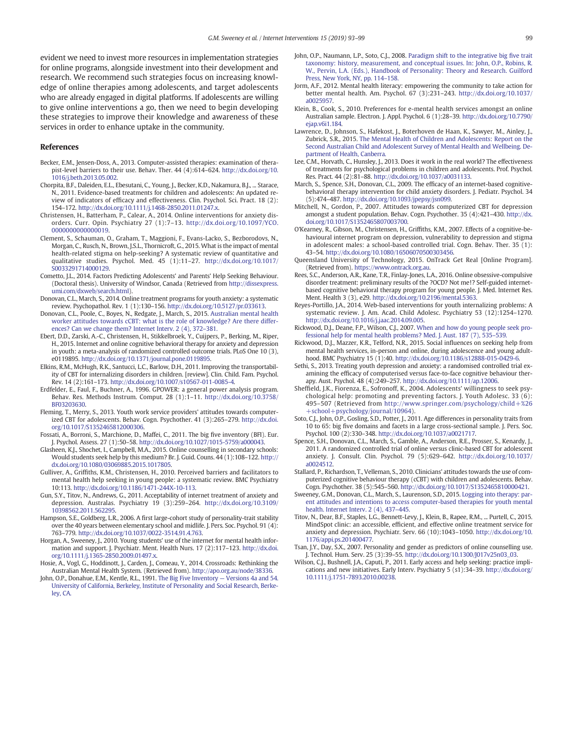evident we need to invest more resources in implementation strategies for online programs, alongside investment into their development and research. We recommend such strategies focus on increasing knowledge of online therapies among adolescents, and target adolescents who are already engaged in digital platforms. If adolescents are willing to give online interventions a go, then we need to begin developing these strategies to improve their knowledge and awareness of these services in order to enhance uptake in the community.

## References

Becker, E.M., Jensen-Doss, A., 2013. Computer-assisted therapies: examination of therapist-level barriers to their use. Behav. Ther. 44 (4):614–624. http://dx.doi.org/10.1016/j.beth.2013.05.002.

Chorpita, B.F., Daleiden, E.L., Ebesutani, C., Young, J., Becker, K.D., Nakamura, B.J., ... Starace, N., 2011. Evidence-based treatments for children and adolescents: An updated review of indicators of efficacy and effectiveness. Clin. Psychol. Sci. Pract. 18 (2): 154–172. http://dx.doi.org/10.1111/j.1468-2850.2011.01247.x.

Christensen, H., Batterham, P., Calear, A., 2014. Online interventions for anxiety disorders. Curr. Opin. Psychiatry 27 (1):7–13. http://dx.doi.org/10.1097/YCO.0000000000000019.

Clement, S., Schauman, O., Graham, T., Maggioni, F., Evans-Lacko, S., Bezborodovs, N., Morgan, C., Rusch, N., Brown, J.S.L., Thornicroft, G., 2015. What is the impact of mental health-related stigma on help-seeking? A systematic review of quantitative and qualitative studies. Psychol. Med. 45 (1):11–27. http://dx.doi.org/10.1017/S0033291714000129.

Cometto, J.L., 2014. Factors Predicting Adolescents' and Parents' Help Seeking Behaviour. (Doctoral thesis). University of Windsor, Canada (Retrieved from http://dissexpress.umi.com/dxweb/search.html).

Donovan, C.L., March, S., 2014. Online treatment programs for youth anxiety: a systematic review. Psychopathol. Rev. 1 (1):130–156. http://dx.doi.org/10.5127/pr.033613.

Donovan, C.L., Poole, C., Boyes, N., Redgate, J., March, S., 2015. Australian mental health worker attitudes towards cCBT: what is the role of knowledge? Are there differences? Can we change them? Internet Interv. 2 (4), 372–381.

Ebert, D.D., Zarski, A.-C., Christensen, H., Stikkelbroek, Y., Cuijpers, P., Berking, M., Riper, H., 2015. Internet and online cognitive behavioral therapy for anxiety and depression in youth: a meta-analysis of randomized controlled outcome trials. PLoS One 10 (3), e0119895. http://dx.doi.org/10.1371/journal.pone.0119895.

Elkins, R.M., McHugh, R.K., Santucci, L.C., Barlow, D.H., 2011. Improving the transportability of CBT for internalizing disorders in children. [review]. Clin. Child. Fam. Psychol. Rev. 14 (2):161–173. http://dx.doi.org/10.1007/s10567-011-0085-4.

Erdfelder, E., Faul, F., Buchner, A., 1996. GPOWER: a general power analysis program. Behav. Res. Methods Instrum. Comput. 28 (1):1–11. http://dx.doi.org/10.3758/BF03203630.

Fleming, T., Merry, S., 2013. Youth work service providers' attitudes towards computerized CBT for adolescents. Behav. Cogn. Psychother. 41 (3):265–279. http://dx.doi.org/10.1017/S1352465812000306.

Fossati, A., Borroni, S., Marchione, D., Maffei, C., 2011. The big five inventory (BFI). Eur. J. Psychol. Assess. 27 (1):50–58. http://dx.doi.org/10.1027/1015-5759/a000043.

Glasheen, K.J., Shochet, I., Campbell, M.A., 2015. Online counselling in secondary schools: Would students seek help by this medium? Br. J. Guid. Couns. 44 (1):108–122. http://dx.doi.org/10.1080/03069885.2015.1017805.

Gulliver, A., Griffiths, K.M., Christensen, H., 2010. Perceived barriers and facilitators to mental health help seeking in young people: a systematic review. BMC Psychiatry 10:113. http://dx.doi.org/10.1186/1471-244X-10-113.

Gun, S.Y., Titov, N., Andrews, G., 2011. Acceptability of internet treatment of anxiety and depression. Australas. Psychiatry 19 (3):259–264. http://dx.doi.org/10.3109/10398562.2011.562295.

Hampson, S.E., Goldberg, L.R., 2006. A first large-cohort study of personality-trait stability over the 40 years between elementary school and midlife. J. Pers. Soc. Psychol. 91 (4): 763–779. http://dx.doi.org/10.1037/0022-3514.91.4.763.

Horgan, A., Sweeney, J., 2010. Young students' use of the internet for mental health information and support. J. Psychiatr. Ment. Health Nurs. 17 (2):117–123. http://dx.doi.org/10.1111/j.1365-2850.2009.01497.x.

Hosie, A., Vogl, G., Hoddinott, J., Carden, J., Comeau, Y., 2014. Crossroads: Rethinking the Australian Mental Health System. (Retrieved from). http://apo.org.au/node/38336.

John, O.P., Donahue, E.M., Kentle, R.L., 1991. The Big Five Inventory — Versions 4a and 54. University of California, Berkeley, Institute of Personality and Social Research, Berkeley, CA.

John, O.P., Naumann, L.P., Soto, C.J., 2008. Paradigm shift to the integrative big five trait taxonomy: history, measurement, and conceptual issues. In: John, O.P., Robins, R. W., Pervin, L.A. (Eds.), Handbook of Personality: Theory and Research. Guilford Press, New York, NY, pp. 114–158.

Jorm, A.F., 2012. Mental health literacy: empowering the community to take action for better mental health. Am. Psychol. 67 (3):231–243. http://dx.doi.org/10.1037/a0025957.

Klein, B., Cook, S., 2010. Preferences for e-mental health services amongst an online Australian sample. Electron. J. Appl. Psychol. 6 (1):28–39. http://dx.doi.org/10.7790/ejap.v6i1.184.

Lawrence, D., Johnson, S., Hafekost, J., Boterhoven de Haan, K., Sawyer, M., Ainley, J., Zubrick, S.R., 2015. The Mental Health of Children and Adolescents: Report on the Second Australian Child and Adolescent Survey of Mental Health and Wellbeing. Department of Health, Canberra.

Lee, C.M., Horvath, C., Hunsley, J., 2013. Does it work in the real world? The effectiveness of treatments for psychological problems in children and adolescents. Prof. Psychol. Res. Pract. 44 (2):81–88. http://dx.doi.org/10.1037/a0031133.

March, S., Spence, S.H., Donovan, C.L., 2009. The efficacy of an internet-based cognitive-behavioral therapy intervention for child anxiety disorders. J. Pediatr. Psychol. 34 (5):474–487. http://dx.doi.org/10.1093/jpepsy/jsn099.

Mitchell, N., Gordon, P., 2007. Attitudes towards computerized CBT for depression amongst a student population. Behav. Cogn. Psychother. 35 (4):421–430. http://dx.doi.org/10.1017/S1352465807003700.

O'Kearney, R., Gibson, M., Christensen, H., Griffiths, K.M., 2007. Effects of a cognitive-behavioural internet program on depression, vulnerability to depression and stigma in adolescent males: a school-based controlled trial. Cogn. Behav. Ther. 35 (1): 43–54. http://dx.doi.org/10.1080/16506070500303456.

Queensland University of Technology, 2015. OnTrack Get Real [Online Program]. (Retrieved from). https://www.ontrack.org.au.

Rees, S.C., Anderson, A.R., Kane, T.R., Finlay-Jones, L.A., 2016. Online obsessive-compulsive disorder treatment: preliminary results of the ?OCD? Not me!? Self-guided internet-based cognitive behavioral therapy program for young people. J. Med. Internet Res. Ment. Health 3 (3), e29. http://dx.doi.org/10.2196/mental.5363.

Reyes-Portillo, J.A., 2014. Web-based interventions for youth internalizing problems: A systematic review. J. Am. Acad. Child Adolesc. Psychiatry 53 (12):1254–1270. http://dx.doi.org/10.1016/j.jaac.2014.09.005.

Rickwood, D.J., Deane, F.P., Wilson, C.J., 2007. When and how do young people seek professional help for mental health problems? Med. J. Aust. 187 (7), 535–539.

Rickwood, D.J., Mazzer, K.R., Telford, N.R., 2015. Social influences on seeking help from mental health services, in-person and online, during adolescence and young adulthood. BMC Psychiatry 15 (1):40. http://dx.doi.org/10.1186/s12888-015-0429-6.

Sethi, S., 2013. Treating youth depression and anxiety: a randomised controlled trial examining the efficacy of computerised versus face-to-face cognitive behaviour therapy. Aust. Psychol. 48 (4):249–257. http://dx.doi.org/10.1111/ap.12006.

Sheffield, J.K., Fiorenza, E., Sofronoff, K., 2004. Adolescents' willingness to seek psychological help: promoting and preventing factors. J. Youth Adolesc. 33 (6): 495–507 (Retrieved from http://www.springer.com/psychology/child+%26+school+psychology/journal/10964).

Soto, C.J., John, O.P., Gosling, S.D., Potter, J., 2011. Age differences in personality traits from 10 to 65: big five domains and facets in a large cross-sectional sample. J. Pers. Soc. Psychol. 100 (2):330–348. http://dx.doi.org/10.1037/a0021717.

Spence, S.H., Donovan, C.L., March, S., Gamble, A., Anderson, R.E., Prosser, S., Kenardy, J., 2011. A randomized controlled trial of online versus clinic-based CBT for adolescent anxiety. J. Consult. Clin. Psychol. 79 (5):629–642. http://dx.doi.org/10.1037/a0024512.

Stallard, P., Richardson, T., Velleman, S., 2010. Clinicians' attitudes towards the use of computerized cognitive behaviour therapy (cCBT) with children and adolescents. Behav. Cogn. Psychother. 38 (5):545–560. http://dx.doi.org/10.1017/S1352465810000421.

Sweeney, G.M., Donovan, C.L., March, S., Laurenson, S.D., 2015. Logging into therapy: parent attitudes and intentions to access computer-based therapies for youth mental health. Internet Interv. 2 (4), 437–445.

Titov, N., Dear, B.F., Staples, L.G., Bennett-Levy, J., Klein, B., Rapee, R.M., ... Purtell, C., 2015. MindSpot clinic: an accessible, efficient, and effective online treatment service for anxiety and depression. Psychiatr. Serv. 66 (10):1043–1050. http://dx.doi.org/10.1176/appi.ps.201400477.

Tsan, J.Y., Day, S.X., 2007. Personality and gender as predictors of online counselling use. J. Technol. Hum. Serv. 25 (3):39–55. http://dx.doi.org/10.1300/J017v25n03_03.

Wilson, C.J., Bushnell, J.A., Caputi, P., 2011. Early access and help seeking: practice implications and new initiatives. Early Interv. Psychiatry 5 (s1):34–39. http://dx.doi.org/10.1111/j.1751-7893.2010.00238.